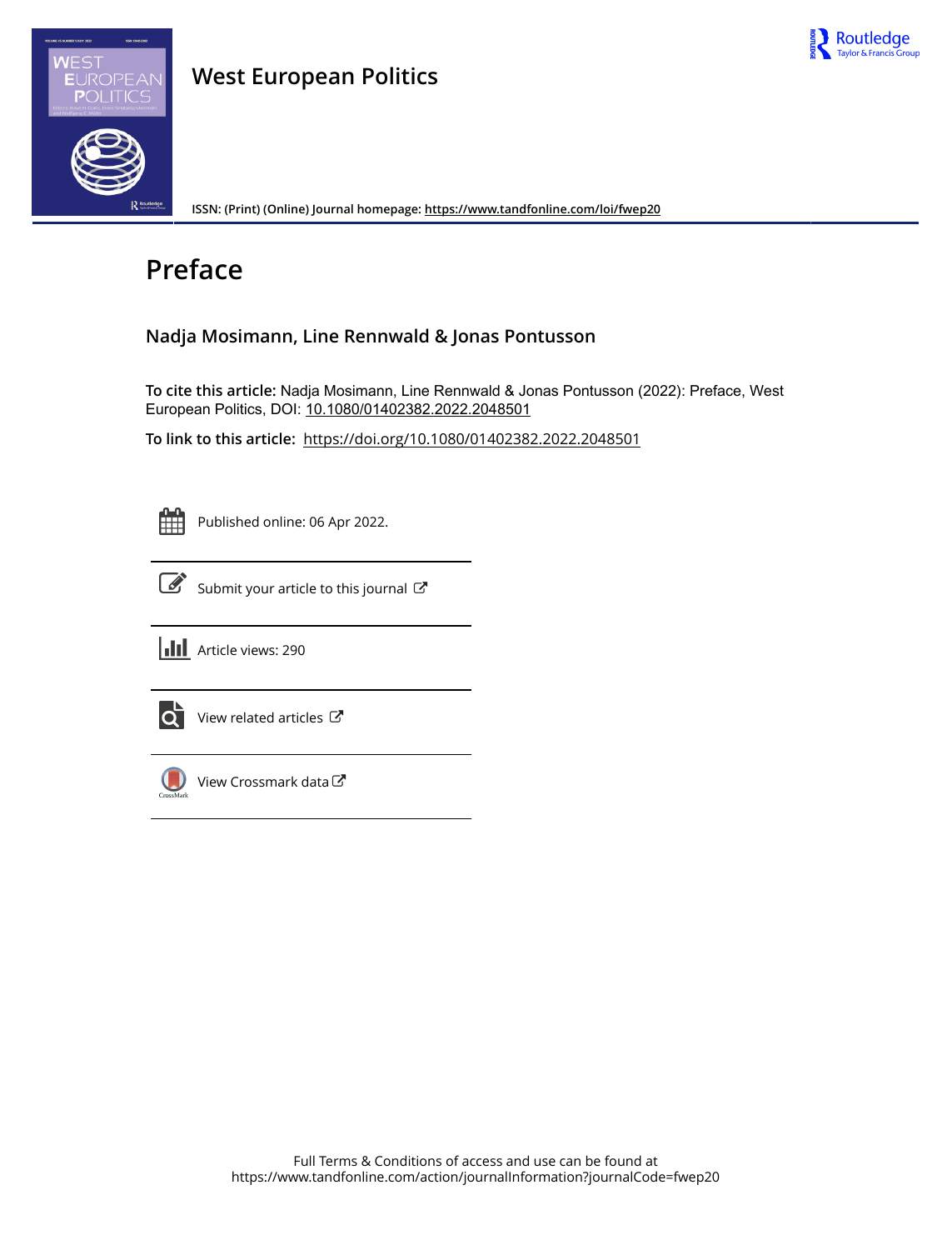# West European Politics

ISSN: (Print) (Online) Journal homepage: https://www.tandfonline.com/loi/fwep20

## Preface

### Nadja Mosimann, Line Rennwald & Jonas Pontusson

**To cite this article:** Nadja Mosimann, Line Rennwald & Jonas Pontusson (2022): Preface, West European Politics, DOI: 10.1080/01402382.2022.2048501

**To link to this article:** https://doi.org/10.1080/01402382.2022.2048501

Published online: 06 Apr 2022.

Submit your article to this journal

Article views: 290

View related articles

View Crossmark data

Full Terms & Conditions of access and use can be found at https://www.tandfonline.com/action/journalInformation?journalCode=fwep20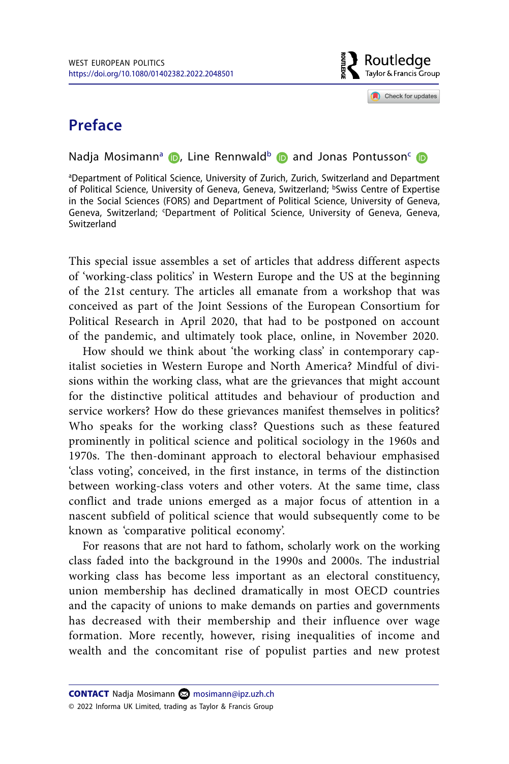# Preface

Nadja Mosimann[a], Line Rennwald[b] and Jonas Pontusson[c]

[a]Department of Political Science, University of Zurich, Zurich, Switzerland and Department of Political Science, University of Geneva, Geneva, Switzerland; [b]Swiss Centre of Expertise in the Social Sciences (FORS) and Department of Political Science, University of Geneva, Geneva, Switzerland; [c]Department of Political Science, University of Geneva, Geneva, Switzerland

This special issue assembles a set of articles that address different aspects of 'working-class politics' in Western Europe and the US at the beginning of the 21st century. The articles all emanate from a workshop that was conceived as part of the Joint Sessions of the European Consortium for Political Research in April 2020, that had to be postponed on account of the pandemic, and ultimately took place, online, in November 2020.

How should we think about 'the working class' in contemporary capitalist societies in Western Europe and North America? Mindful of divisions within the working class, what are the grievances that might account for the distinctive political attitudes and behaviour of production and service workers? How do these grievances manifest themselves in politics? Who speaks for the working class? Questions such as these featured prominently in political science and political sociology in the 1960s and 1970s. The then-dominant approach to electoral behaviour emphasised 'class voting', conceived, in the first instance, in terms of the distinction between working-class voters and other voters. At the same time, class conflict and trade unions emerged as a major focus of attention in a nascent subfield of political science that would subsequently come to be known as 'comparative political economy'.

For reasons that are not hard to fathom, scholarly work on the working class faded into the background in the 1990s and 2000s. The industrial working class has become less important as an electoral constituency, union membership has declined dramatically in most OECD countries and the capacity of unions to make demands on parties and governments has decreased with their membership and their influence over wage formation. More recently, however, rising inequalities of income and wealth and the concomitant rise of populist parties and new protest

**CONTACT** Nadja Mosimann mosimann@ipz.uzh.ch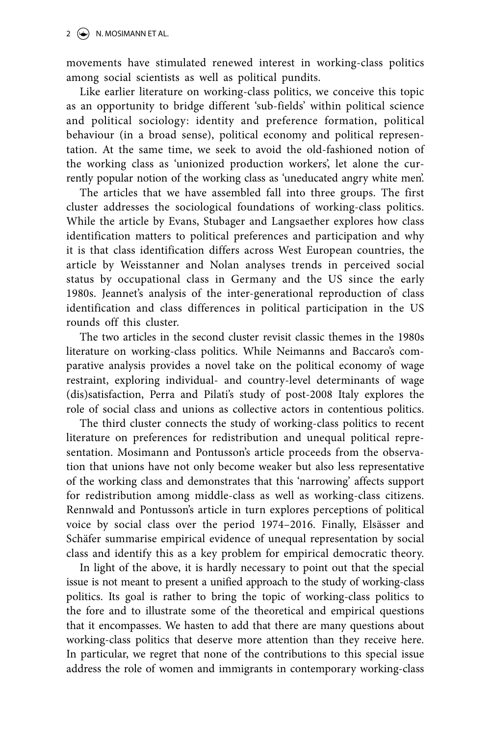movements have stimulated renewed interest in working-class politics among social scientists as well as political pundits.

Like earlier literature on working-class politics, we conceive this topic as an opportunity to bridge different 'sub-fields' within political science and political sociology: identity and preference formation, political behaviour (in a broad sense), political economy and political representation. At the same time, we seek to avoid the old-fashioned notion of the working class as 'unionized production workers', let alone the currently popular notion of the working class as 'uneducated angry white men'.

The articles that we have assembled fall into three groups. The first cluster addresses the sociological foundations of working-class politics. While the article by Evans, Stubager and Langsaether explores how class identification matters to political preferences and participation and why it is that class identification differs across West European countries, the article by Weisstanner and Nolan analyses trends in perceived social status by occupational class in Germany and the US since the early 1980s. Jeannet's analysis of the inter-generational reproduction of class identification and class differences in political participation in the US rounds off this cluster.

The two articles in the second cluster revisit classic themes in the 1980s literature on working-class politics. While Neimanns and Baccaro's comparative analysis provides a novel take on the political economy of wage restraint, exploring individual- and country-level determinants of wage (dis)satisfaction, Perra and Pilati's study of post-2008 Italy explores the role of social class and unions as collective actors in contentious politics.

The third cluster connects the study of working-class politics to recent literature on preferences for redistribution and unequal political representation. Mosimann and Pontusson's article proceeds from the observation that unions have not only become weaker but also less representative of the working class and demonstrates that this 'narrowing' affects support for redistribution among middle-class as well as working-class citizens. Rennwald and Pontusson's article in turn explores perceptions of political voice by social class over the period 1974–2016. Finally, Elsässer and Schäfer summarise empirical evidence of unequal representation by social class and identify this as a key problem for empirical democratic theory.

In light of the above, it is hardly necessary to point out that the special issue is not meant to present a unified approach to the study of working-class politics. Its goal is rather to bring the topic of working-class politics to the fore and to illustrate some of the theoretical and empirical questions that it encompasses. We hasten to add that there are many questions about working-class politics that deserve more attention than they receive here. In particular, we regret that none of the contributions to this special issue address the role of women and immigrants in contemporary working-class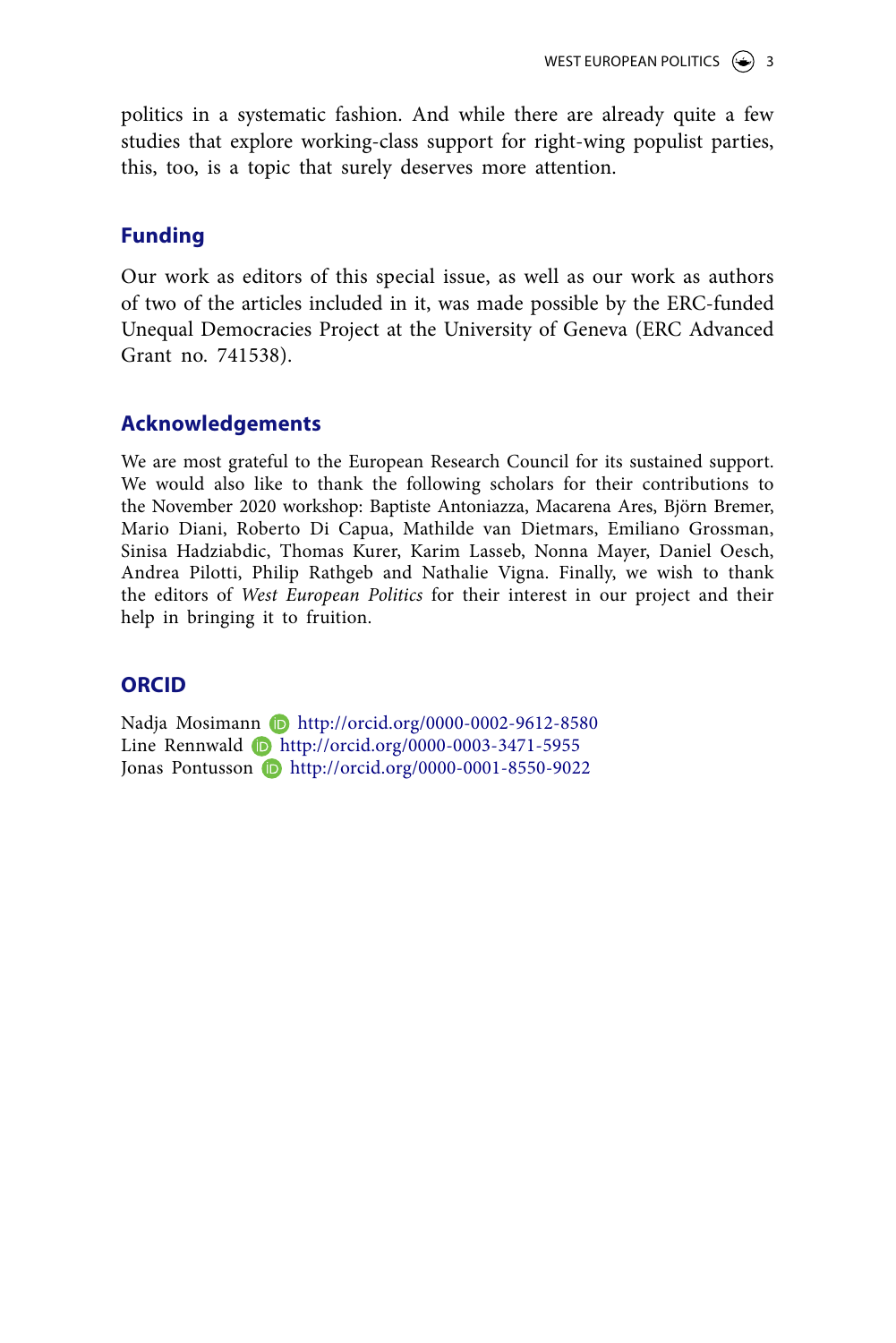politics in a systematic fashion. And while there are already quite a few studies that explore working-class support for right-wing populist parties, this, too, is a topic that surely deserves more attention.

## Funding

Our work as editors of this special issue, as well as our work as authors of two of the articles included in it, was made possible by the ERC-funded Unequal Democracies Project at the University of Geneva (ERC Advanced Grant no. 741538).

## Acknowledgements

We are most grateful to the European Research Council for its sustained support. We would also like to thank the following scholars for their contributions to the November 2020 workshop: Baptiste Antoniazza, Macarena Ares, Björn Bremer, Mario Diani, Roberto Di Capua, Mathilde van Dietmars, Emiliano Grossman, Sinisa Hadziabdic, Thomas Kurer, Karim Lasseb, Nonna Mayer, Daniel Oesch, Andrea Pilotti, Philip Rathgeb and Nathalie Vigna. Finally, we wish to thank the editors of *West European Politics* for their interest in our project and their help in bringing it to fruition.

## ORCID

Nadja Mosimann http://orcid.org/0000-0002-9612-8580
Line Rennwald http://orcid.org/0000-0003-3471-5955
Jonas Pontusson http://orcid.org/0000-0001-8550-9022